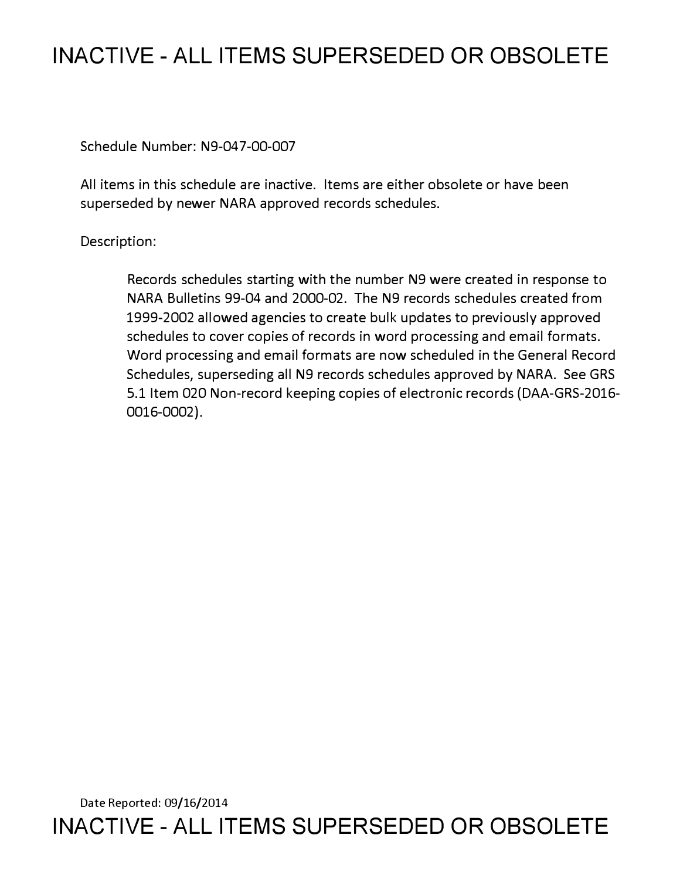# INACTIVE - ALL ITEMS SUPERSEDED OR OBSOLETE

Schedule Number: N9-047-00-007

All items in this schedule are inactive. Items are either obsolete or have been superseded by newer NARA approved records schedules.

Description:

> Records schedules starting with the number N9 were created in response to NARA Bulletins 99-04 and 2000-02. The N9 records schedules created from 1999-2002 allowed agencies to create bulk updates to previously approved schedules to cover copies of records in word processing and email formats. Word processing and email formats are now scheduled in the General Record Schedules, superseding all N9 records schedules approved by NARA. See GRS 5.1 Item 020 Non-record keeping copies of electronic records (DAA-GRS-2016-0016-0002).

Date Reported: 09/16/2014

INACTIVE - ALL ITEMS SUPERSEDED OR OBSOLETE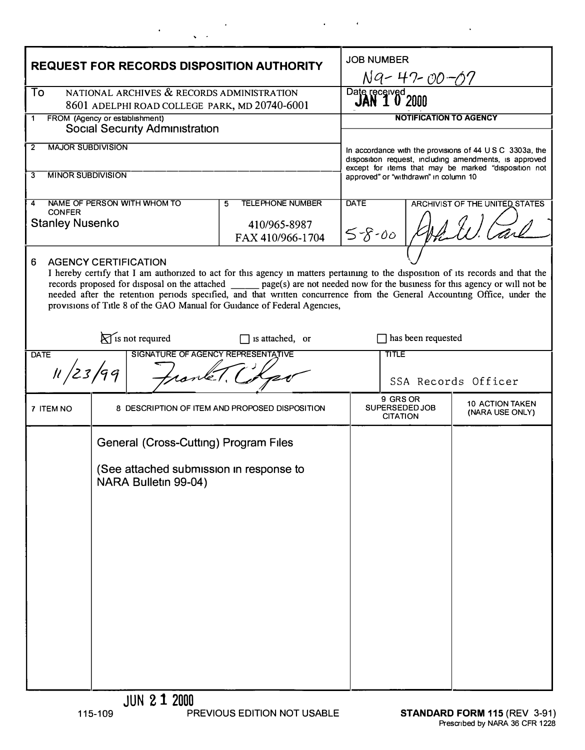# REQUEST FOR RECORDS DISPOSITION AUTHORITY

**JOB NUMBER:** N9-47-00-07

**To:** NATIONAL ARCHIVES & RECORDS ADMINISTRATION
8601 ADELPHI ROAD COLLEGE PARK, MD 20740-6001

**Date received:** JAN 10 2000

**1 FROM (Agency or establishment):** Social Security Administration

**2 MAJOR SUBDIVISION:**

**3 MINOR SUBDIVISION:**

**4 NAME OF PERSON WITH WHOM TO CONFER:** Stanley Nusenko

**5 TELEPHONE NUMBER:** 410/965-8987
FAX 410/966-1704

**NOTIFICATION TO AGENCY**

In accordance with the provisions of 44 U S C 3303a, the disposition request, including amendments, is approved except for items that may be marked "disposition not approved" or "withdrawn" in column 10

**DATE:** 5-8-00

**ARCHIVIST OF THE UNITED STATES:** John W. Carl

**6 AGENCY CERTIFICATION**

I hereby certify that I am authorized to act for this agency in matters pertaining to the disposition of its records and that the records proposed for disposal on the attached ______ page(s) are not needed now for the business for this agency or will not be needed after the retention periods specified, and that written concurrence from the General Accounting Office, under the provisions of Title 8 of the GAO Manual for Guidance of Federal Agencies,

☒ is not required ☐ is attached, or ☐ has been requested

| DATE | SIGNATURE OF AGENCY REPRESENTATIVE | TITLE |
|---|---|---|
| 11/23/99 | Frank T. Colgar | SSA Records Officer |

| 7 ITEM NO | 8 DESCRIPTION OF ITEM AND PROPOSED DISPOSITION | 9 GRS OR SUPERSEDED JOB CITATION | 10 ACTION TAKEN (NARA USE ONLY) |
|---|---|---|---|
| | General (Cross-Cutting) Program Files<br><br>(See attached submission in response to NARA Bulletin 99-04) | | |

JUN 21 2000

115-109 PREVIOUS EDITION NOT USABLE **STANDARD FORM 115** (REV 3-91)
Prescribed by NARA 36 CFR 1228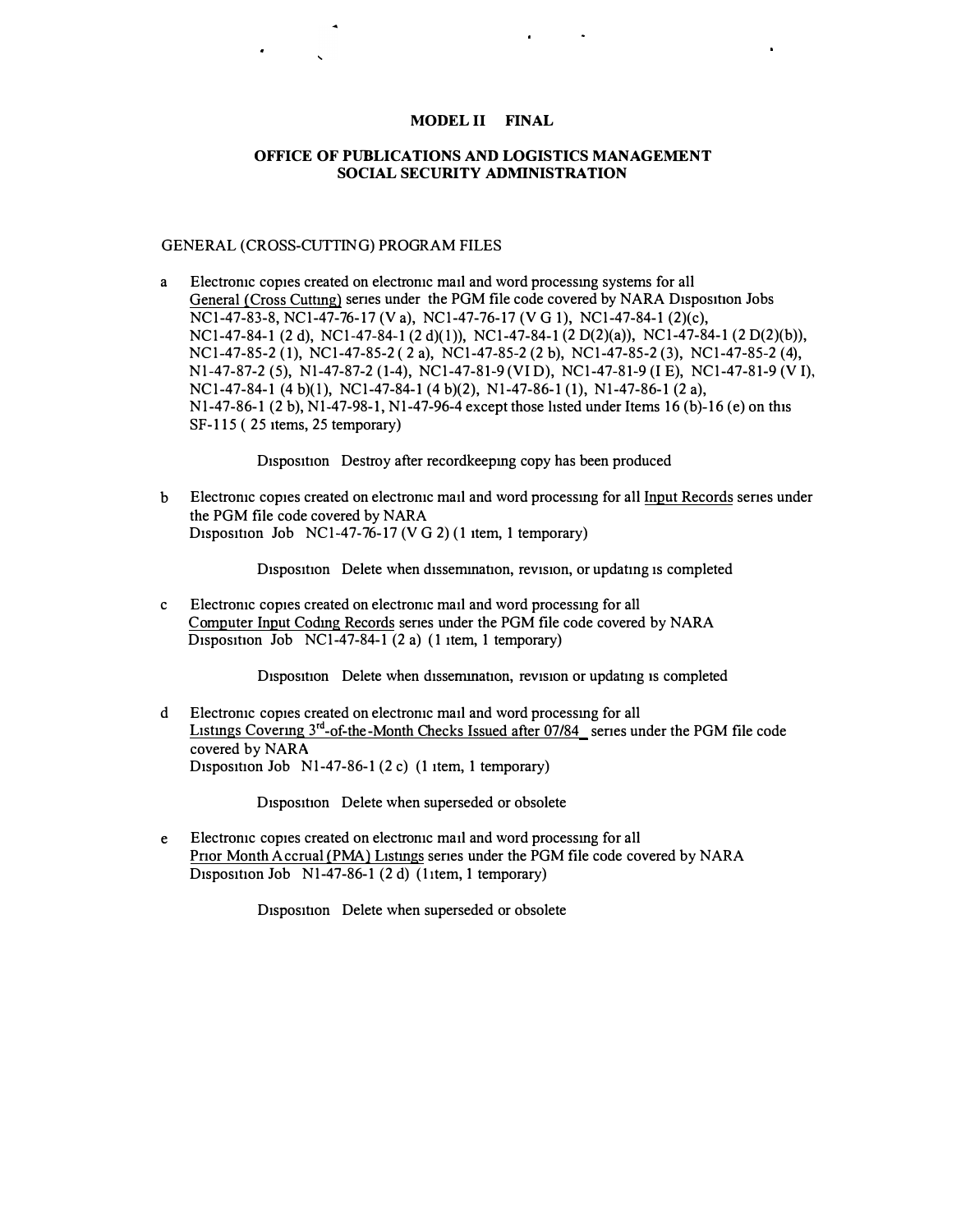**MODEL II FINAL**

**OFFICE OF PUBLICATIONS AND LOGISTICS MANAGEMENT**
**SOCIAL SECURITY ADMINISTRATION**

GENERAL (CROSS-CUTTING) PROGRAM FILES

a Electronic copies created on electronic mail and word processing systems for all General (Cross Cutting) series under the PGM file code covered by NARA Disposition Jobs NC1-47-83-8, NC1-47-76-17 (V a), NC1-47-76-17 (V G 1), NC1-47-84-1 (2)(c), NC1-47-84-1 (2 d), NC1-47-84-1 (2 d)(1)), NC1-47-84-1 (2 D(2)(a)), NC1-47-84-1 (2 D(2)(b)), NC1-47-85-2 (1), NC1-47-85-2 ( 2 a), NC1-47-85-2 (2 b), NC1-47-85-2 (3), NC1-47-85-2 (4), N1-47-87-2 (5), N1-47-87-2 (1-4), NC1-47-81-9 (VI D), NC1-47-81-9 (I E), NC1-47-81-9 (V I), NC1-47-84-1 (4 b)(1), NC1-47-84-1 (4 b)(2), N1-47-86-1 (1), N1-47-86-1 (2 a), N1-47-86-1 (2 b), N1-47-98-1, N1-47-96-4 except those listed under Items 16 (b)-16 (e) on this SF-115 ( 25 items, 25 temporary)

Disposition Destroy after recordkeeping copy has been produced

b Electronic copies created on electronic mail and word processing for all Input Records series under the PGM file code covered by NARA Disposition Job NC1-47-76-17 (V G 2) (1 item, 1 temporary)

Disposition Delete when dissemination, revision, or updating is completed

c Electronic copies created on electronic mail and word processing for all Computer Input Coding Records series under the PGM file code covered by NARA Disposition Job NC1-47-84-1 (2 a) (1 item, 1 temporary)

Disposition Delete when dissemination, revision or updating is completed

d Electronic copies created on electronic mail and word processing for all Listings Covering 3rd-of-the-Month Checks Issued after 07/84 series under the PGM file code covered by NARA Disposition Job N1-47-86-1 (2 c) (1 item, 1 temporary)

Disposition Delete when superseded or obsolete

e Electronic copies created on electronic mail and word processing for all Prior Month Accrual (PMA) Listings series under the PGM file code covered by NARA Disposition Job N1-47-86-1 (2 d) (1item, 1 temporary)

Disposition Delete when superseded or obsolete